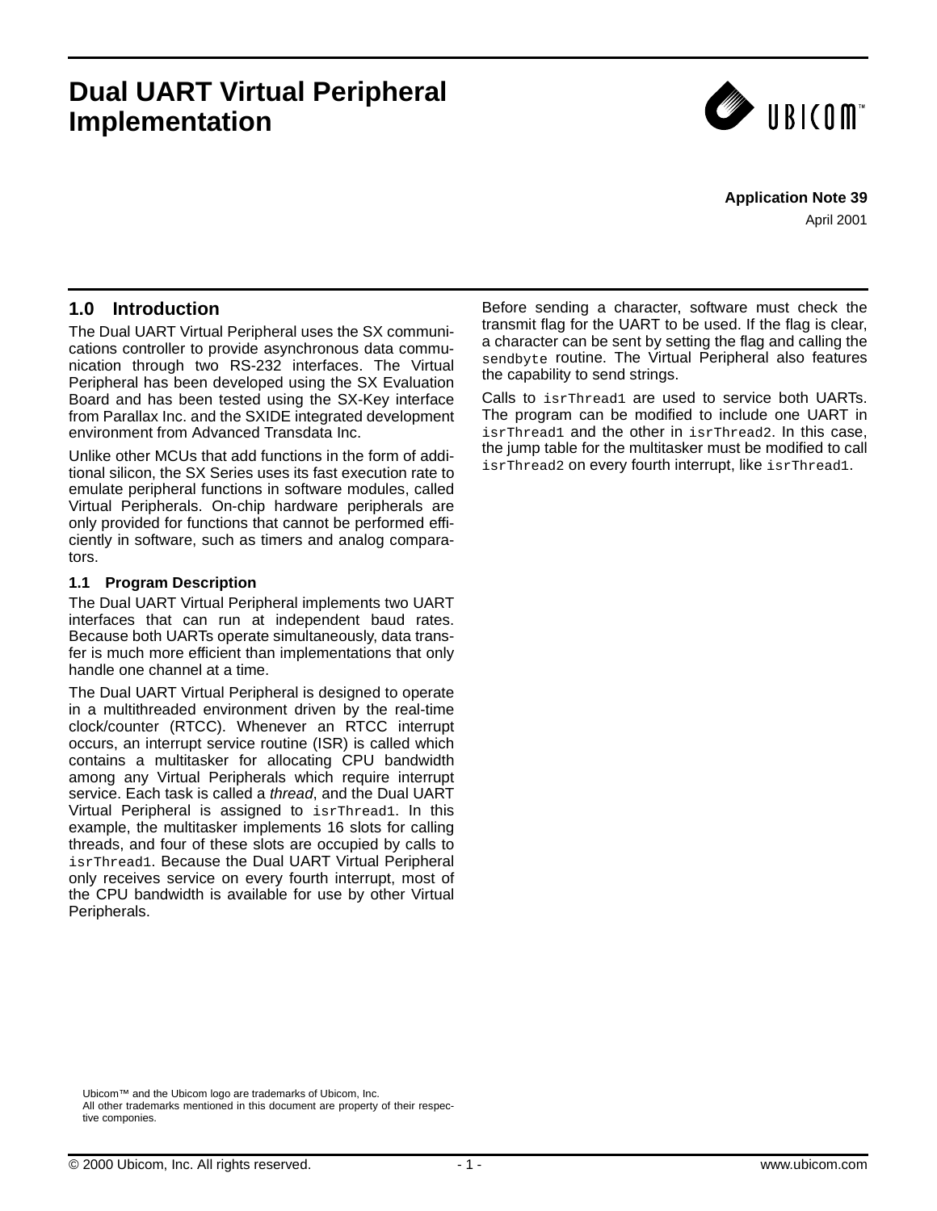# Dual UART Virtual Peripheral Implementation

**Application Note 39**

April 2001

## 1.0 Introduction

The Dual UART Virtual Peripheral uses the SX communications controller to provide asynchronous data communication through two RS-232 interfaces. The Virtual Peripheral has been developed using the SX Evaluation Board and has been tested using the SX-Key interface from Parallax Inc. and the SXIDE integrated development environment from Advanced Transdata Inc.

Unlike other MCUs that add functions in the form of additional silicon, the SX Series uses its fast execution rate to emulate peripheral functions in software modules, called Virtual Peripherals. On-chip hardware peripherals are only provided for functions that cannot be performed efficiently in software, such as timers and analog comparators.

### 1.1 Program Description

The Dual UART Virtual Peripheral implements two UART interfaces that can run at independent baud rates. Because both UARTs operate simultaneously, data transfer is much more efficient than implementations that only handle one channel at a time.

The Dual UART Virtual Peripheral is designed to operate in a multithreaded environment driven by the real-time clock/counter (RTCC). Whenever an RTCC interrupt occurs, an interrupt service routine (ISR) is called which contains a multitasker for allocating CPU bandwidth among any Virtual Peripherals which require interrupt service. Each task is called a *thread*, and the Dual UART Virtual Peripheral is assigned to `isrThread1`. In this example, the multitasker implements 16 slots for calling threads, and four of these slots are occupied by calls to `isrThread1`. Because the Dual UART Virtual Peripheral only receives service on every fourth interrupt, most of the CPU bandwidth is available for use by other Virtual Peripherals.

Before sending a character, software must check the transmit flag for the UART to be used. If the flag is clear, a character can be sent by setting the flag and calling the `sendbyte` routine. The Virtual Peripheral also features the capability to send strings.

Calls to `isrThread1` are used to service both UARTs. The program can be modified to include one UART in `isrThread1` and the other in `isrThread2`. In this case, the jump table for the multitasker must be modified to call `isrThread2` on every fourth interrupt, like `isrThread1`.

Ubicom™ and the Ubicom logo are trademarks of Ubicom, Inc.
All other trademarks mentioned in this document are property of their respective componies.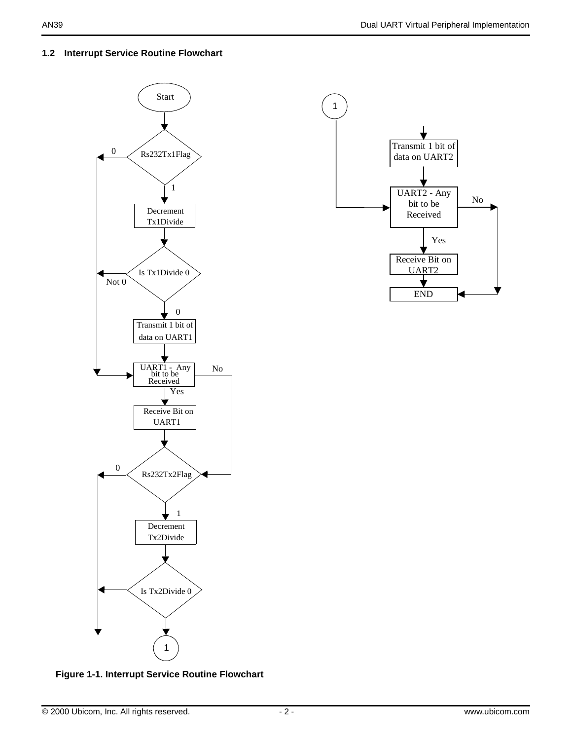### 1.2 Interrupt Service Routine Flowchart

Start

Rs232Tx1Flag

0

1

Decrement Tx1Divide

Is Tx1Divide 0

Not 0

0

Transmit 1 bit of data on UART1

UART1 - Any bit to be Received

No

Yes

Receive Bit on UART1

Rs232Tx2Flag

0

1

Decrement Tx2Divide

Is Tx2Divide 0

1

1

Transmit 1 bit of data on UART2

UART2 - Any bit to be Received

No

Yes

Receive Bit on UART2

END

**Figure 1-1. Interrupt Service Routine Flowchart**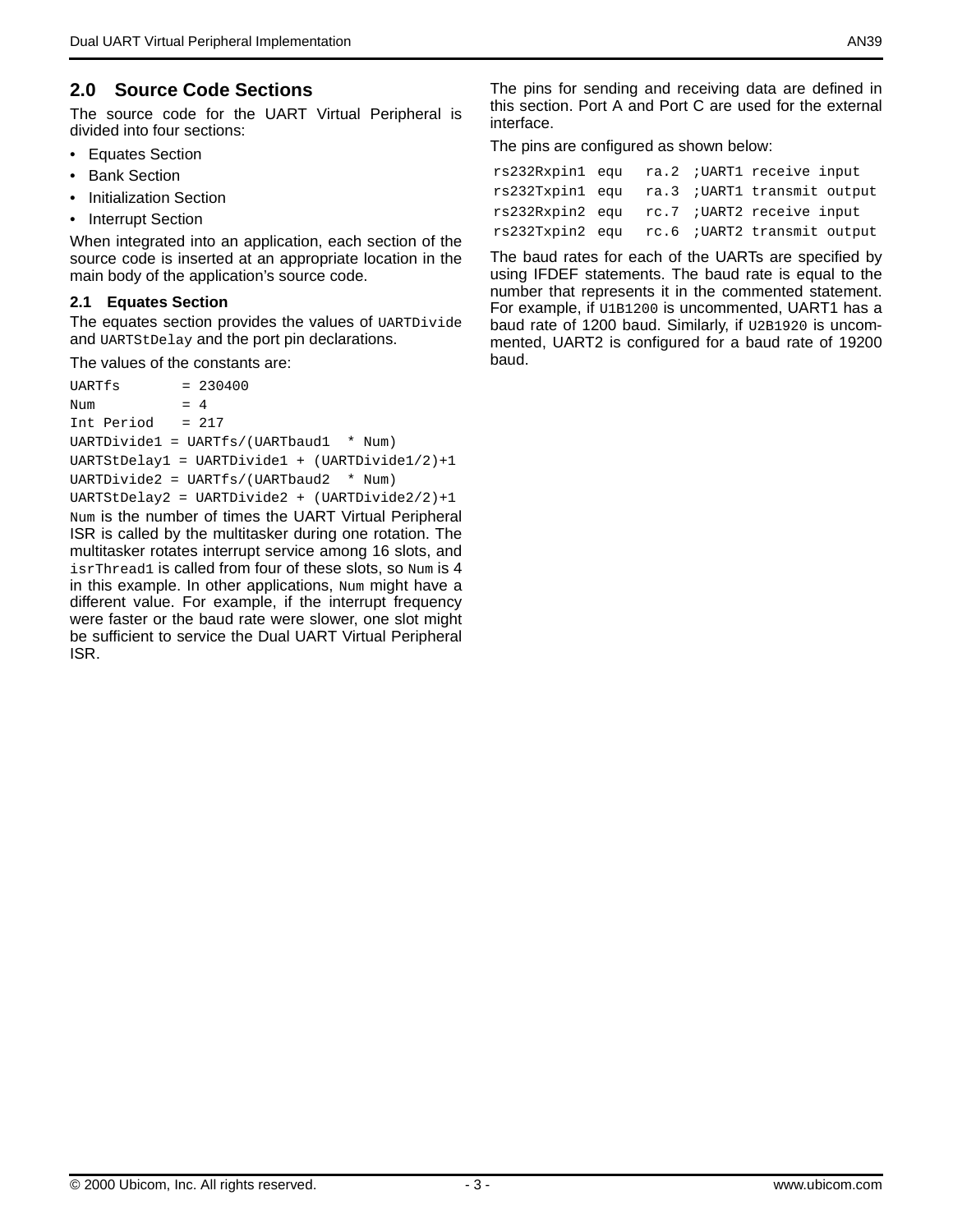## 2.0 Source Code Sections

The source code for the UART Virtual Peripheral is divided into four sections:

- Equates Section
- Bank Section
- Initialization Section
- Interrupt Section

When integrated into an application, each section of the source code is inserted at an appropriate location in the main body of the application's source code.

### 2.1 Equates Section

The equates section provides the values of `UARTDivide` and `UARTStDelay` and the port pin declarations.

The values of the constants are:

```
UARTfs       = 230400
Num          = 4
Int Period   = 217
UARTDivide1 = UARTfs/(UARTbaud1  * Num)
UARTStDelay1 = UARTDivide1 + (UARTDivide1/2)+1
UARTDivide2 = UARTfs/(UARTbaud2  * Num)
UARTStDelay2 = UARTDivide2 + (UARTDivide2/2)+1
```

`Num` is the number of times the UART Virtual Peripheral ISR is called by the multitasker during one rotation. The multitasker rotates interrupt service among 16 slots, and `isrThread1` is called from four of these slots, so `Num` is 4 in this example. In other applications, `Num` might have a different value. For example, if the interrupt frequency were faster or the baud rate were slower, one slot might be sufficient to service the Dual UART Virtual Peripheral ISR.

The pins for sending and receiving data are defined in this section. Port A and Port C are used for the external interface.

The pins are configured as shown below:

```
rs232Rxpin1  equu   ra.2  ;UART1 receive input
rs232Txpin1  equ    ra.3  ;UART1 transmit output
rs232Rxpin2  equ    rc.7  ;UART2 receive input
rs232Txpin2  equ    rc.6  ;UART2 transmit output
```

The baud rates for each of the UARTs are specified by using IFDEF statements. The baud rate is equal to the number that represents it in the commented statement. For example, if `U1B1200` is uncommented, UART1 has a baud rate of 1200 baud. Similarly, if `U2B1920` is uncommented, UART2 is configured for a baud rate of 19200 baud.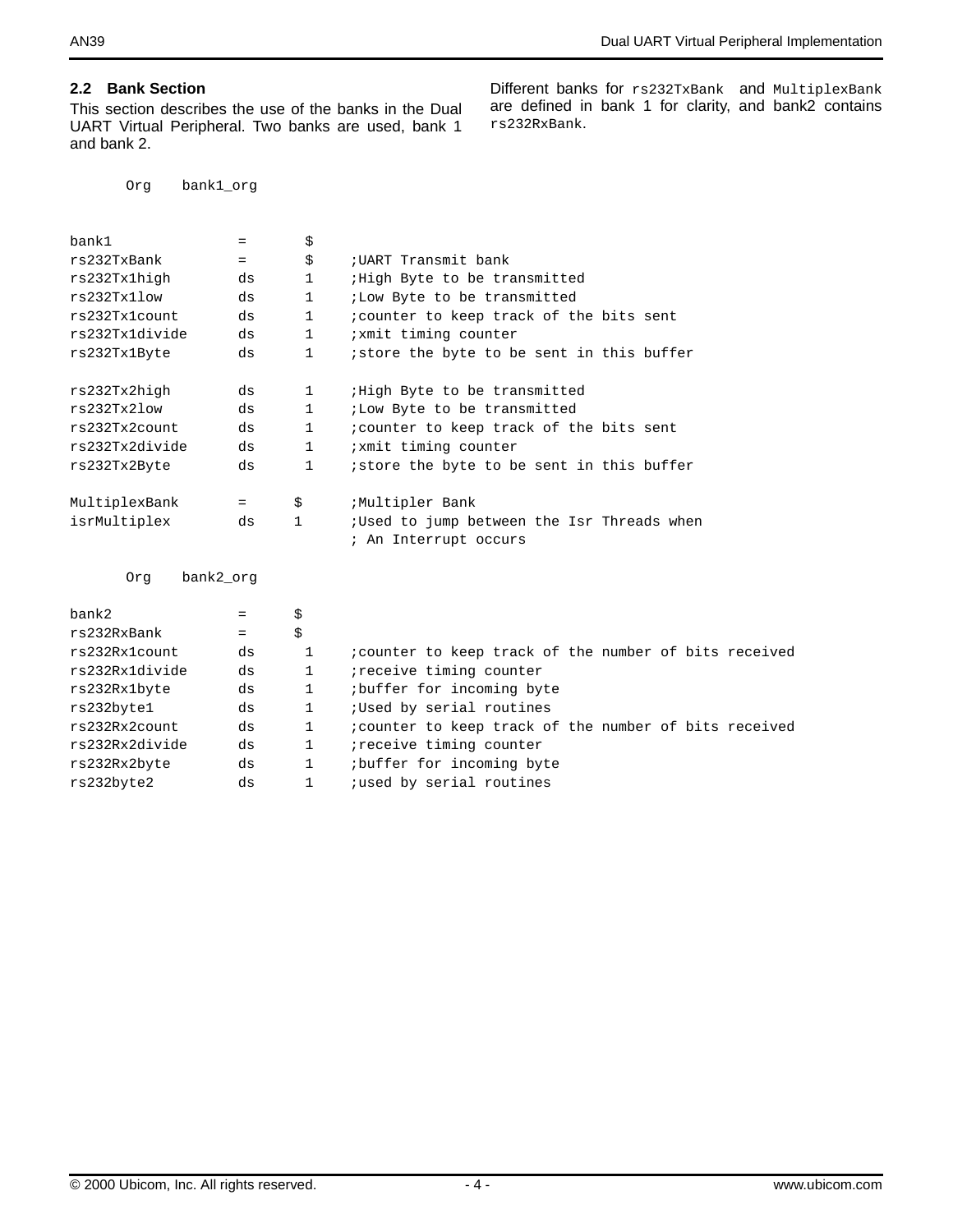## 2.2 Bank Section

This section describes the use of the banks in the Dual UART Virtual Peripheral. Two banks are used, bank 1 and bank 2.

Different banks for `rs232TxBank` and `MultiplexBank` are defined in bank 1 for clarity, and bank2 contains `rs232RxBank`.

```
      Org    bank1_org


bank1              =       $
rs232TxBank        =       $     ;UART Transmit bank
rs232Tx1high       ds      1     ;High Byte to be transmitted
rs232Tx1low        ds      1     ;Low Byte to be transmitted
rs232Tx1count      ds      1     ;counter to keep track of the bits sent
rs232Tx1divide     ds      1     ;xmit timing counter
rs232Tx1Byte       ds      1     ;store the byte to be sent in this buffer

rs232Tx2high       ds      1     ;High Byte to be transmitted
rs232Tx2low        ds      1     ;Low Byte to be transmitted
rs232Tx2count      ds      1     ;counter to keep track of the bits sent
rs232Tx2divide     ds      1     ;xmit timing counter
rs232Tx2Byte       ds      1     ;store the byte to be sent in this buffer

MultiplexBank      =      $      ;Multipler Bank
isrMultiplex       ds     1      ;Used to jump between the Isr Threads when
                                 ; An Interrupt occurs

      Org    bank2_org

bank2              =      $
rs232RxBank        =      $
rs232Rx1count      ds      1     ;counter to keep track of the number of bits received
rs232Rx1divide     ds      1     ;receive timing counter
rs232Rx1byte       ds      1     ;buffer for incoming byte
rs232byte1         ds      1     ;Used by serial routines
rs232Rx2count      ds      1     ;counter to keep track of the number of bits received
rs232Rx2divide     ds      1     ;receive timing counter
rs232Rx2byte       ds      1     ;buffer for incoming byte
rs232byte2         ds      1     ;used by serial routines
```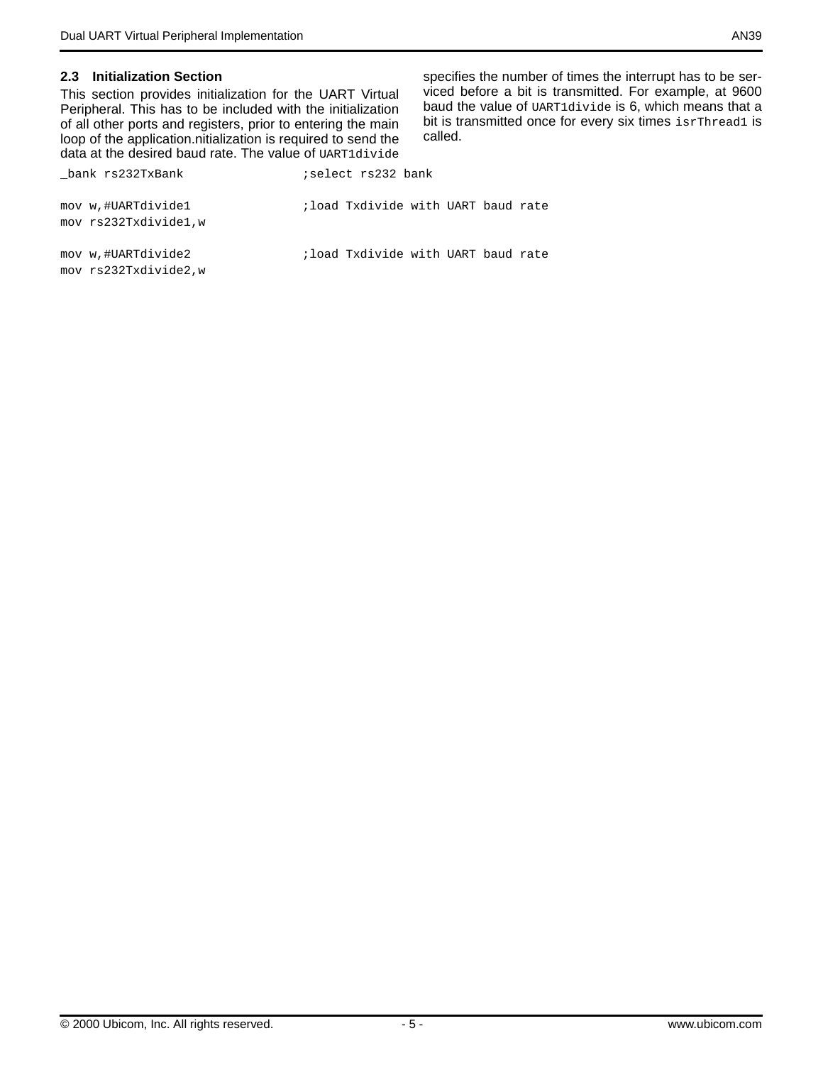### 2.3 Initialization Section

This section provides initialization for the UART Virtual Peripheral. This has to be included with the initialization of all other ports and registers, prior to entering the main loop of the application.nitialization is required to send the data at the desired baud rate. The value of `UART1divide` specifies the number of times the interrupt has to be serviced before a bit is transmitted. For example, at 9600 baud the value of `UART1divide` is 6, which means that a bit is transmitted once for every six times `isrThread1` is called.

```
_bank rs232TxBank               ;select rs232 bank

mov w,#UARTdivide1              ;load Txdivide with UART baud rate
mov rs232Txdivide1,w

mov w,#UARTdivide2              ;load Txdivide with UART baud rate
mov rs232Txdivide2,w
```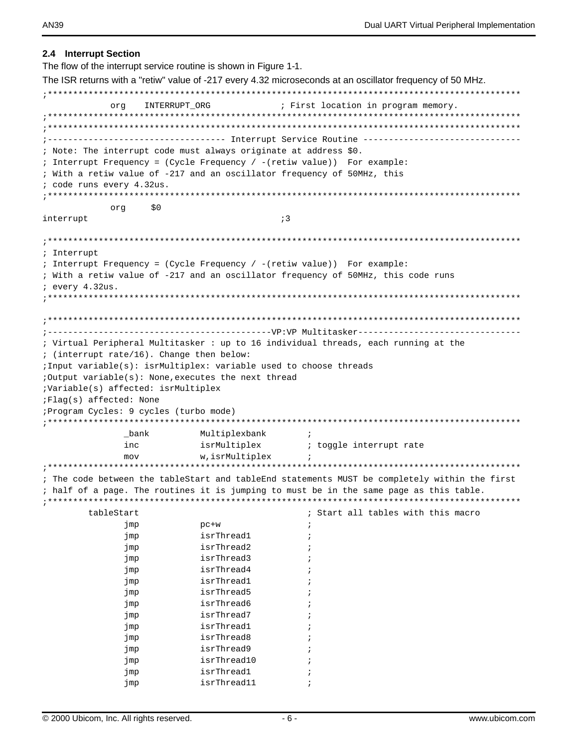## 2.4 Interrupt Section

The flow of the interrupt service routine is shown in Figure 1-1.

The ISR returns with a "retiw" value of -217 every 4.32 microseconds at an oscillator frequency of 50 MHz.

```
;*********************************************************************************************
            org    INTERRUPT_ORG              ; First location in program memory.
;*********************************************************************************************
;*********************************************************************************************
;----------------------------------- Interrupt Service Routine -------------------------------
; Note: The interrupt code must always originate at address $0.
; Interrupt Frequency = (Cycle Frequency / -(retiw value))  For example:
; With a retiw value of -217 and an oscillator frequency of 50MHz, this
; code runs every 4.32us.
;*********************************************************************************************
            org     $0
interrupt                                     ;3

;*********************************************************************************************
; Interrupt
; Interrupt Frequency = (Cycle Frequency / -(retiw value))  For example:
; With a retiw value of -217 and an oscillator frequency of 50MHz, this code runs
; every 4.32us.
;*********************************************************************************************

;*********************************************************************************************
;------------------------------------------VP:VP Multitasker--------------------------------
; Virtual Peripheral Multitasker : up to 16 individual threads, each running at the
; (interrupt rate/16). Change then below:
;Input variable(s): isrMultiplex: variable used to choose threads
;Output variable(s): None,executes the next thread
;Variable(s) affected: isrMultiplex
;Flag(s) affected: None
;Program Cycles: 9 cycles (turbo mode)
;*********************************************************************************************
                _bank          Multiplexbank        ;
                inc            isrMultiplex         ; toggle interrupt rate
                mov            w,isrMultiplex       ;
;*********************************************************************************************
; The code between the tableStart and tableEnd statements MUST be completely within the first
; half of a page. The routines it is jumping to must be in the same page as this table.
;*********************************************************************************************
        tableStart                                  ; Start all tables with this macro
                jmp            pc+w                 ;
                jmp            isrThread1           ;
                jmp            isrThread2           ;
                jmp            isrThread3           ;
                jmp            isrThread4           ;
                jmp            isrThread1           ;
                jmp            isrThread5           ;
                jmp            isrThread6           ;
                jmp            isrThread7           ;
                jmp            isrThread1           ;
                jmp            isrThread8           ;
                jmp            isrThread9           ;
                jmp            isrThread10          ;
                jmp            isrThread1           ;
                jmp            isrThread11          ;
```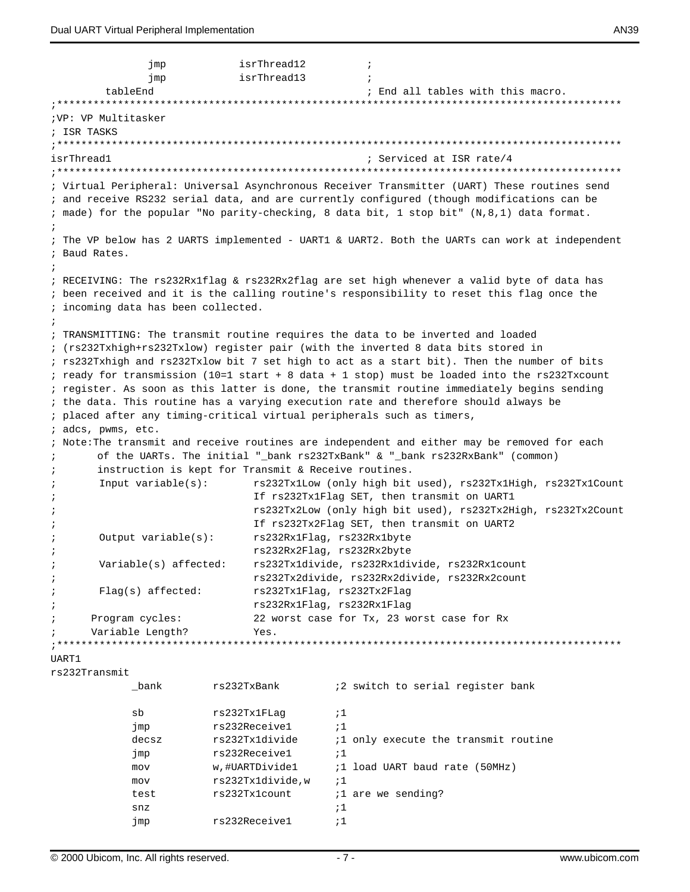```
                jmp             isrThread12             ;
                jmp             isrThread13             ;
        tableEnd                                        ; End all tables with this macro.
;********************************************************************************************
;VP: VP Multitasker
; ISR TASKS
;********************************************************************************************
isrThread1                                              ; Serviced at ISR rate/4
;********************************************************************************************
; Virtual Peripheral: Universal Asynchronous Receiver Transmitter (UART) These routines send
; and receive RS232 serial data, and are currently configured (though modifications can be
; made) for the popular "No parity-checking, 8 data bit, 1 stop bit" (N,8,1) data format.
;
; The VP below has 2 UARTS implemented - UART1 & UART2. Both the UARTs can work at independent
; Baud Rates.
;
; RECEIVING: The rs232Rx1flag & rs232Rx2flag are set high whenever a valid byte of data has
; been received and it is the calling routine's responsibility to reset this flag once the
; incoming data has been collected.
;
; TRANSMITTING: The transmit routine requires the data to be inverted and loaded
; (rs232Txhigh+rs232Txlow) register pair (with the inverted 8 data bits stored in
; rs232Txhigh and rs232Txlow bit 7 set high to act as a start bit). Then the number of bits
; ready for transmission (10=1 start + 8 data + 1 stop) must be loaded into the rs232Txcount
; register. As soon as this latter is done, the transmit routine immediately begins sending
; the data. This routine has a varying execution rate and therefore should always be
; placed after any timing-critical virtual peripherals such as timers,
; adcs, pwms, etc.
; Note:The transmit and receive routines are independent and either may be removed for each
;       of the UARTs. The initial "_bank rs232TxBank" & "_bank rs232RxBank" (common)
;       instruction is kept for Transmit & Receive routines.
;       Input variable(s):        rs232Tx1Low (only high bit used), rs232Tx1High, rs232Tx1Count
;                                 If rs232Tx1Flag SET, then transmit on UART1
;                                 rs232Tx2Low (only high bit used), rs232Tx2High, rs232Tx2Count
;                                 If rs232Tx2Flag SET, then transmit on UART2
;       Output variable(s):       rs232Rx1Flag, rs232Rx1byte
;                                 rs232Rx2Flag, rs232Rx2byte
;       Variable(s) affected:     rs232Tx1divide, rs232Rx1divide, rs232Rx1count
;                                 rs232Tx2divide, rs232Rx2divide, rs232Rx2count
;       Flag(s) affected:         rs232Tx1Flag, rs232Tx2Flag
;                                 rs232Rx1Flag, rs232Rx1Flag
;     Program cycles:             22 worst case for Tx, 23 worst case for Rx
;     Variable Length?            Yes.
;********************************************************************************************
UART1
rs232Transmit
            _bank       rs232TxBank         ;2 switch to serial register bank

            sb          rs232Tx1FLag        ;1
            jmp         rs232Receive1       ;1
            decsz       rs232Tx1divide      ;1 only execute the transmit routine
            jmp         rs232Receive1       ;1
            mov         w,#UARTDivide1      ;1 load UART baud rate (50MHz)
            mov         rs232Tx1divide,w    ;1
            test        rs232Tx1count       ;1 are we sending?
            snz                             ;1
            jmp         rs232Receive1       ;1
```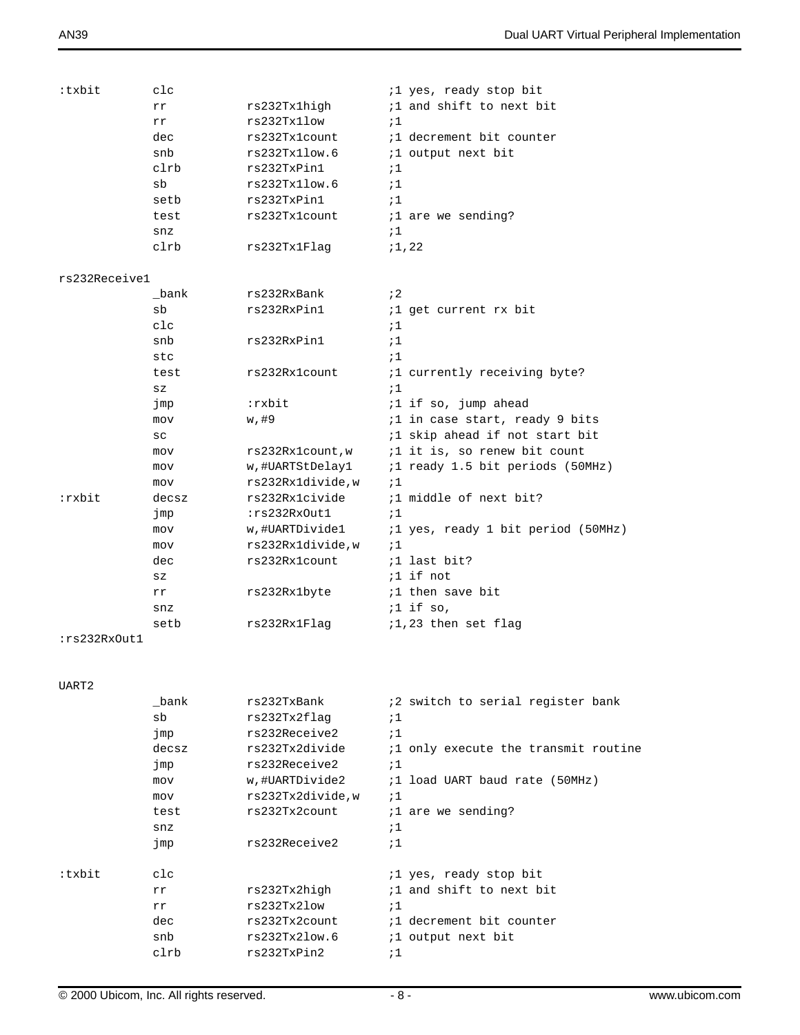```
:txbit        clc                          ;1 yes, ready stop bit
              rr        rs232Tx1high       ;1 and shift to next bit
              rr        rs232Tx1low        ;1
              dec       rs232Tx1count      ;1 decrement bit counter
              snb       rs232Tx1low.6      ;1 output next bit
              clrb      rs232TxPin1        ;1
              sb        rs232Tx1low.6      ;1
              setb      rs232TxPin1        ;1
              test      rs232Tx1count      ;1 are we sending?
              snz                          ;1
              clrb      rs232Tx1Flag       ;1,22

rs232Receive1
              _bank     rs232RxBank        ;2
              sb        rs232RxPin1        ;1 get current rx bit
              clc                          ;1
              snb       rs232RxPin1        ;1
              stc                          ;1
              test      rs232Rx1count      ;1 currently receiving byte?
              sz                           ;1
              jmp       :rxbit             ;1 if so, jump ahead
              mov       w,#9               ;1 in case start, ready 9 bits
              sc                           ;1 skip ahead if not start bit
              mov       rs232Rx1count,w    ;1 it is, so renew bit count
              mov       w,#UARTStDelay1    ;1 ready 1.5 bit periods (50MHz)
              mov       rs232Rx1divide,w   ;1
:rxbit        decsz     rs232Rx1civide     ;1 middle of next bit?
              jmp       :rs232RxOut1       ;1
              mov       w,#UARTDivide1     ;1 yes, ready 1 bit period (50MHz)
              mov       rs232Rx1divide,w   ;1
              dec       rs232Rx1count      ;1 last bit?
              sz                           ;1 if not
              rr        rs232Rx1byte       ;1 then save bit
              snz                          ;1 if so,
              setb      rs232Rx1Flag       ;1,23 then set flag
:rs232RxOut1


UART2
              _bank     rs232TxBank        ;2 switch to serial register bank
              sb        rs232Tx2flag       ;1
              jmp       rs232Receive2      ;1
              decsz     rs232Tx2divide     ;1 only execute the transmit routine
              jmp       rs232Receive2      ;1
              mov       w,#UARTDivide2     ;1 load UART baud rate (50MHz)
              mov       rs232Tx2divide,w   ;1
              test      rs232Tx2count      ;1 are we sending?
              snz                          ;1
              jmp       rs232Receive2      ;1

:txbit        clc                          ;1 yes, ready stop bit
              rr        rs232Tx2high       ;1 and shift to next bit
              rr        rs232Tx2low        ;1
              dec       rs232Tx2count      ;1 decrement bit counter
              snb       rs232Tx2low.6      ;1 output next bit
              clrb      rs232TxPin2        ;1
```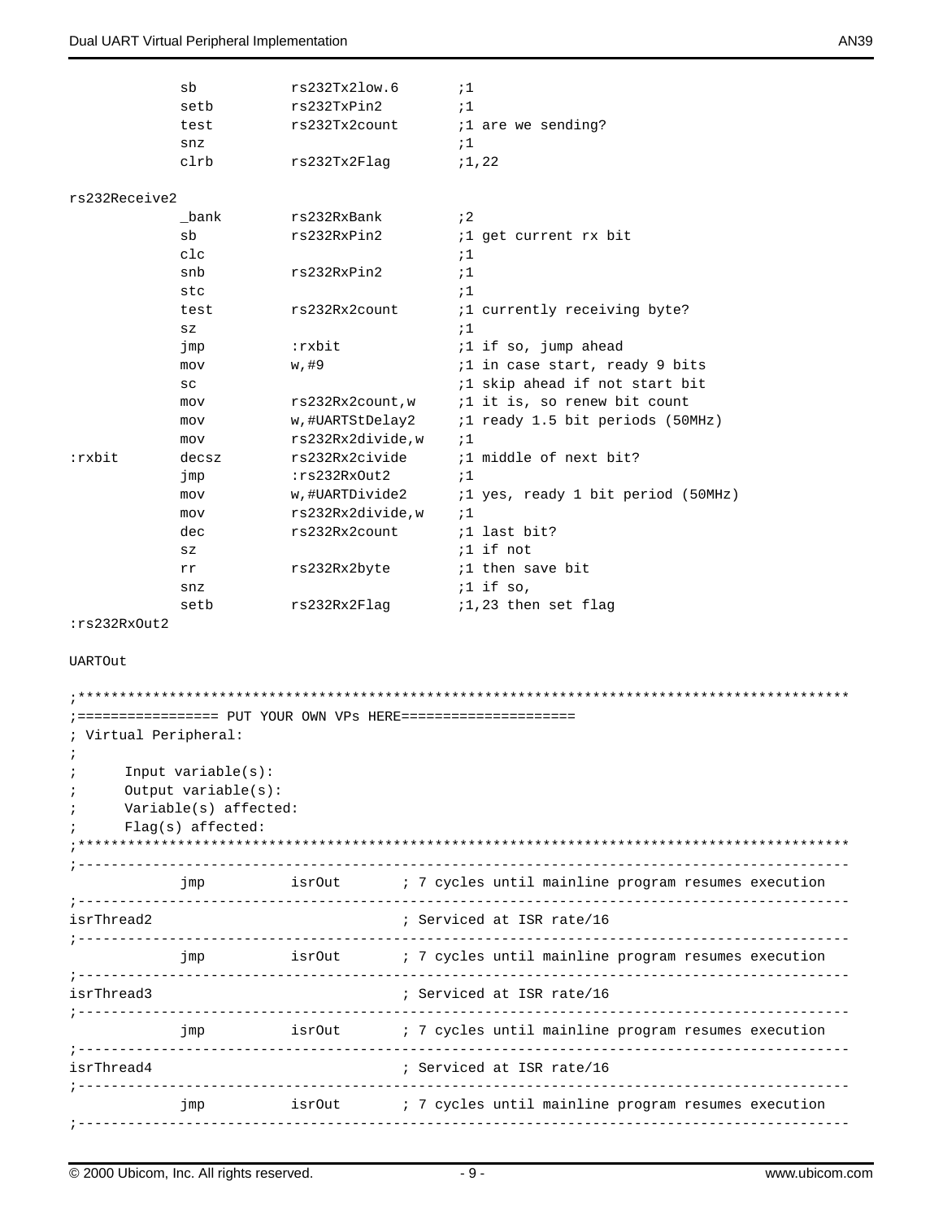```
            sb          rs232Tx2low.6       ;1
            setb        rs232TxPin2         ;1
            test        rs232Tx2count       ;1 are we sending?
            snz                             ;1
            clrb        rs232Tx2Flag        ;1,22

rs232Receive2
            _bank       rs232RxBank         ;2
            sb          rs232RxPin2         ;1 get current rx bit
            clc                             ;1
            snb         rs232RxPin2         ;1
            stc                             ;1
            test        rs232Rx2count       ;1 currently receiving byte?
            sz                              ;1
            jmp         :rxbit              ;1 if so, jump ahead
            mov         w,#9                ;1 in case start, ready 9 bits
            sc                              ;1 skip ahead if not start bit
            mov         rs232Rx2count,w     ;1 it is, so renew bit count
            mov         w,#UARTStDelay2     ;1 ready 1.5 bit periods (50MHz)
            mov         rs232Rx2divide,w    ;1
:rxbit      decsz       rs232Rx2civide      ;1 middle of next bit?
            jmp         :rs232RxOut2        ;1
            mov         w,#UARTDivide2      ;1 yes, ready 1 bit period (50MHz)
            mov         rs232Rx2divide,w    ;1
            dec         rs232Rx2count       ;1 last bit?
            sz                              ;1 if not
            rr          rs232Rx2byte        ;1 then save bit
            snz                             ;1 if so,
            setb        rs232Rx2Flag        ;1,23 then set flag
:rs232RxOut2

UARTOut

;*********************************************************************************************
;================= PUT YOUR OWN VPs HERE=====================
; Virtual Peripheral:
;
;      Input variable(s):
;      Output variable(s):
;      Variable(s) affected:
;      Flag(s) affected:
;*********************************************************************************************
;---------------------------------------------------------------------------------------------
            jmp         isrOut      ; 7 cycles until mainline program resumes execution
;---------------------------------------------------------------------------------------------
isrThread2                          ; Serviced at ISR rate/16
;---------------------------------------------------------------------------------------------
            jmp         isrOut      ; 7 cycles until mainline program resumes execution
;---------------------------------------------------------------------------------------------
isrThread3                          ; Serviced at ISR rate/16
;---------------------------------------------------------------------------------------------
            jmp         isrOut      ; 7 cycles until mainline program resumes execution
;---------------------------------------------------------------------------------------------
isrThread4                          ; Serviced at ISR rate/16
;---------------------------------------------------------------------------------------------
            jmp         isrOut      ; 7 cycles until mainline program resumes execution
;---------------------------------------------------------------------------------------------
```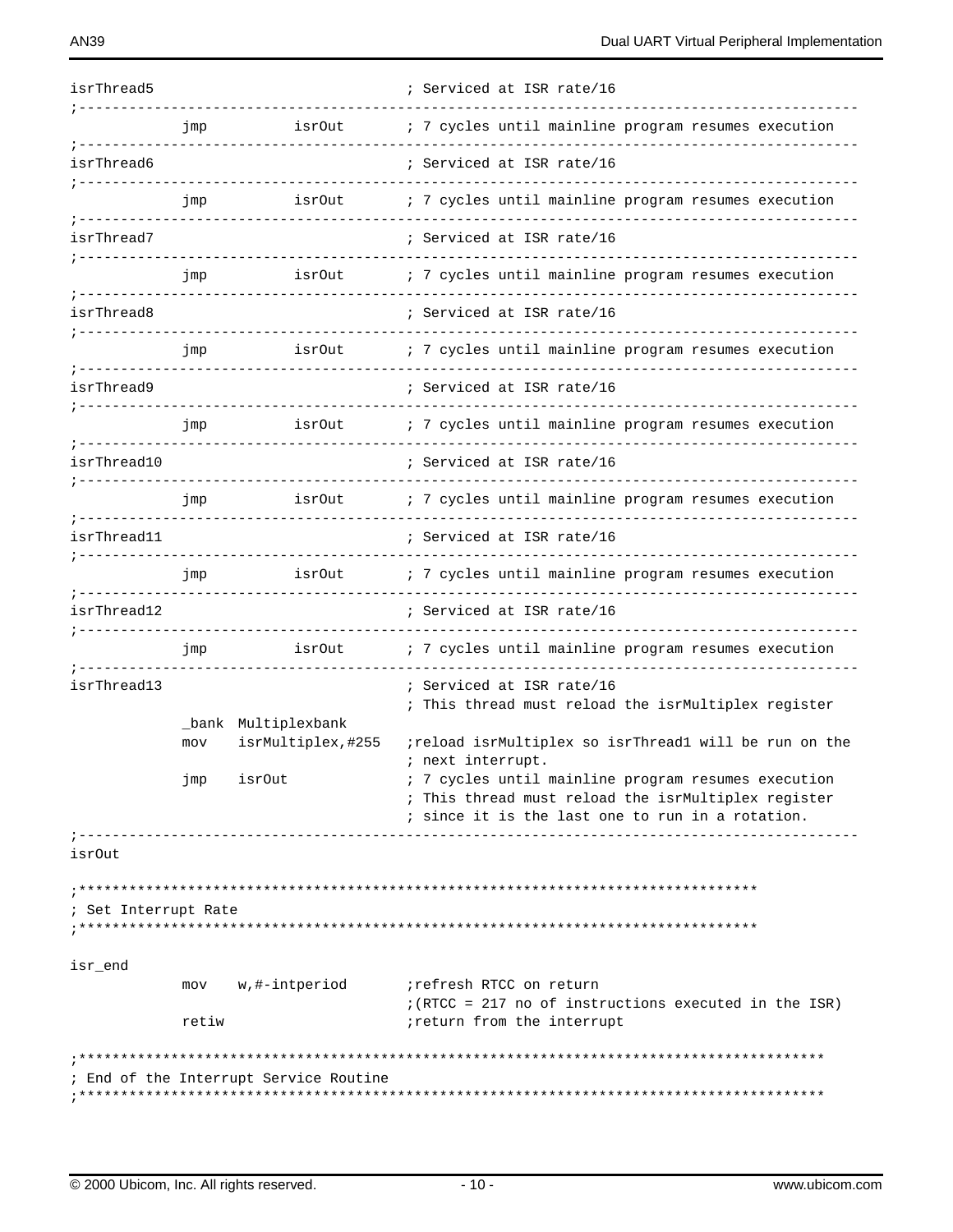```
isrThread5                              ; Serviced at ISR rate/16
;---------------------------------------------------------------------------------------------
            jmp         isrOut       ; 7 cycles until mainline program resumes execution
;---------------------------------------------------------------------------------------------
isrThread6                              ; Serviced at ISR rate/16
;---------------------------------------------------------------------------------------------
            jmp         isrOut       ; 7 cycles until mainline program resumes execution
;---------------------------------------------------------------------------------------------
isrThread7                              ; Serviced at ISR rate/16
;---------------------------------------------------------------------------------------------
            jmp         isrOut       ; 7 cycles until mainline program resumes execution
;---------------------------------------------------------------------------------------------
isrThread8                              ; Serviced at ISR rate/16
;---------------------------------------------------------------------------------------------
            jmp         isrOut       ; 7 cycles until mainline program resumes execution
;---------------------------------------------------------------------------------------------
isrThread9                              ; Serviced at ISR rate/16
;---------------------------------------------------------------------------------------------
            jmp         isrOut       ; 7 cycles until mainline program resumes execution
;---------------------------------------------------------------------------------------------
isrThread10                             ; Serviced at ISR rate/16
;---------------------------------------------------------------------------------------------
            jmp         isrOut       ; 7 cycles until mainline program resumes execution
;---------------------------------------------------------------------------------------------
isrThread11                             ; Serviced at ISR rate/16
;---------------------------------------------------------------------------------------------
            jmp         isrOut       ; 7 cycles until mainline program resumes execution
;---------------------------------------------------------------------------------------------
isrThread12                             ; Serviced at ISR rate/16
;---------------------------------------------------------------------------------------------
            jmp         isrOut       ; 7 cycles until mainline program resumes execution
;---------------------------------------------------------------------------------------------
isrThread13                             ; Serviced at ISR rate/16
                                        ; This thread must reload the isrMultiplex register
            _bank  Multiplexbank
            mov    isrMultiplex,#255    ;reload isrMultiplex so isrThread1 will be run on the
                                        ; next interrupt.
            jmp    isrOut               ; 7 cycles until mainline program resumes execution
                                        ; This thread must reload the isrMultiplex register
                                        ; since it is the last one to run in a rotation.
;---------------------------------------------------------------------------------------------
isrOut

;*********************************************************************************
; Set Interrupt Rate
;*********************************************************************************

isr_end
            mov    w,#-intperiod        ;refresh RTCC on return
                                        ;(RTCC = 217 no of instructions executed in the ISR)
            retiw                       ;return from the interrupt

;*****************************************************************************************
; End of the Interrupt Service Routine
;*****************************************************************************************
```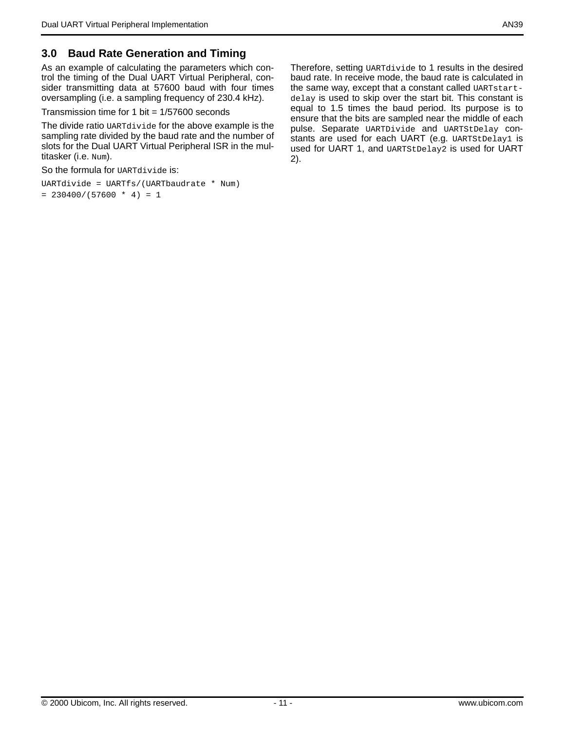## 3.0 Baud Rate Generation and Timing

As an example of calculating the parameters which control the timing of the Dual UART Virtual Peripheral, consider transmitting data at 57600 baud with four times oversampling (i.e. a sampling frequency of 230.4 kHz).

Transmission time for 1 bit = 1/57600 seconds

The divide ratio `UARTdivide` for the above example is the sampling rate divided by the baud rate and the number of slots for the Dual UART Virtual Peripheral ISR in the multitasker (i.e. `Num`).

So the formula for `UARTdivide` is:

```
UARTdivide = UARTfs/(UARTbaudrate * Num)
= 230400/(57600 * 4) = 1
```

Therefore, setting `UARTdivide` to 1 results in the desired baud rate. In receive mode, the baud rate is calculated in the same way, except that a constant called `UARTstart-delay` is used to skip over the start bit. This constant is equal to 1.5 times the baud period. Its purpose is to ensure that the bits are sampled near the middle of each pulse. Separate `UARTDivide` and `UARTStDelay` constants are used for each UART (e.g. `UARTStDelay1` is used for UART 1, and `UARTStDelay2` is used for UART 2).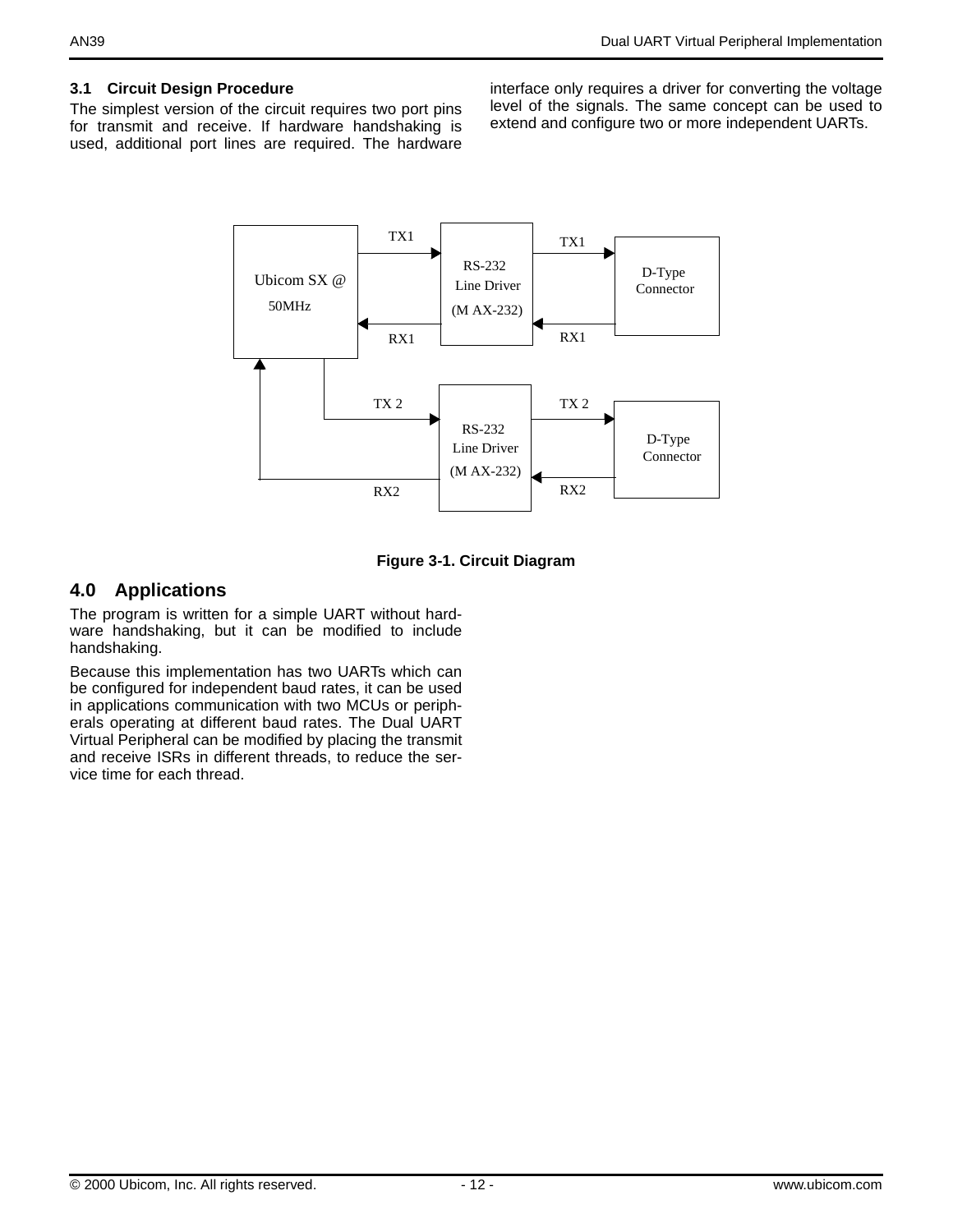### 3.1 Circuit Design Procedure

The simplest version of the circuit requires two port pins for transmit and receive. If hardware handshaking is used, additional port lines are required. The hardware interface only requires a driver for converting the voltage level of the signals. The same concept can be used to extend and configure two or more independent UARTs.

**Figure 3-1. Circuit Diagram**

## 4.0 Applications

The program is written for a simple UART without hardware handshaking, but it can be modified to include handshaking.

Because this implementation has two UARTs which can be configured for independent baud rates, it can be used in applications communication with two MCUs or peripherals operating at different baud rates. The Dual UART Virtual Peripheral can be modified by placing the transmit and receive ISRs in different threads, to reduce the service time for each thread.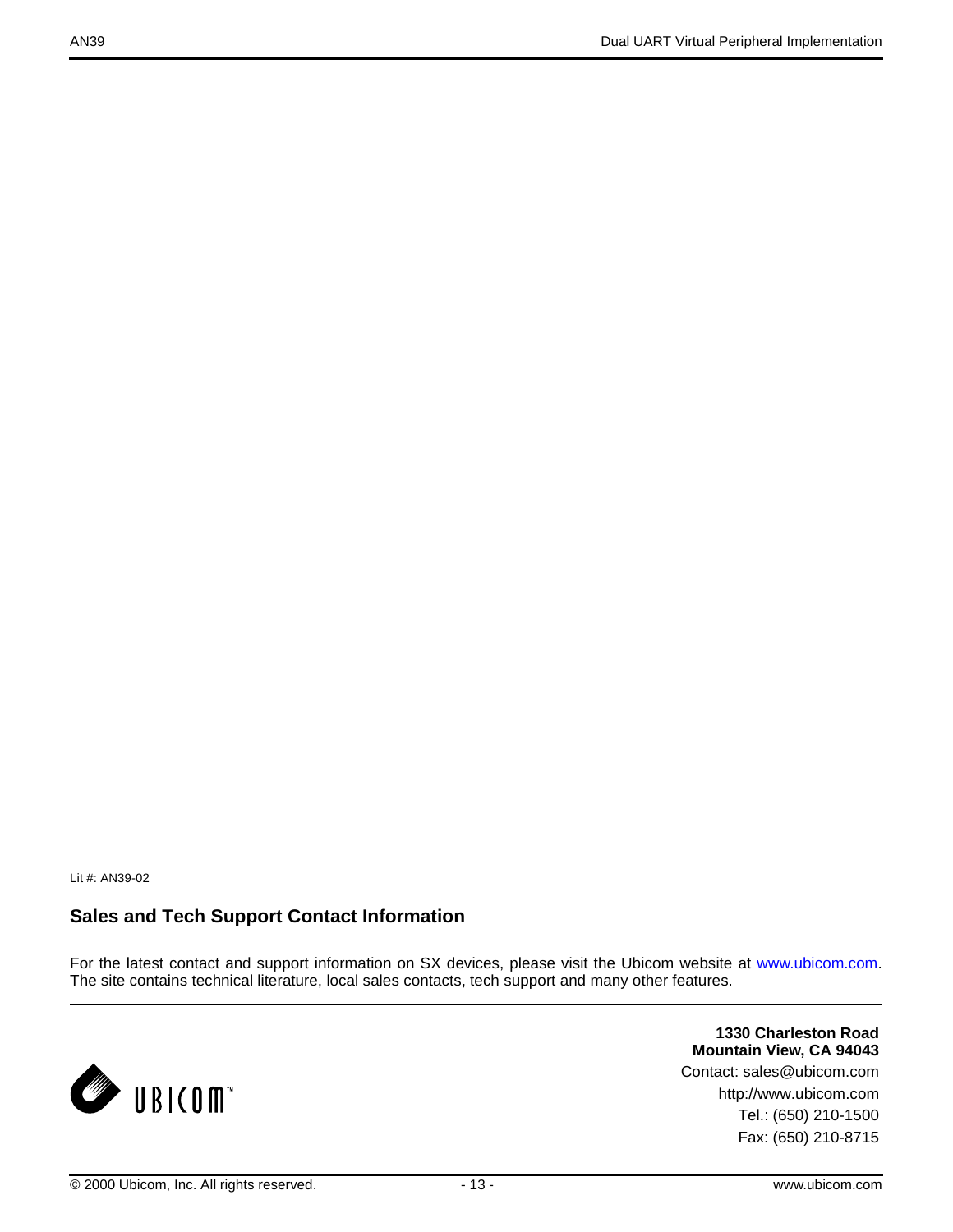Lit #: AN39-02

## Sales and Tech Support Contact Information

For the latest contact and support information on SX devices, please visit the Ubicom website at www.ubicom.com. The site contains technical literature, local sales contacts, tech support and many other features.

**1330 Charleston Road**
**Mountain View, CA 94043**

Contact: sales@ubicom.com
http://www.ubicom.com
Tel.: (650) 210-1500
Fax: (650) 210-8715